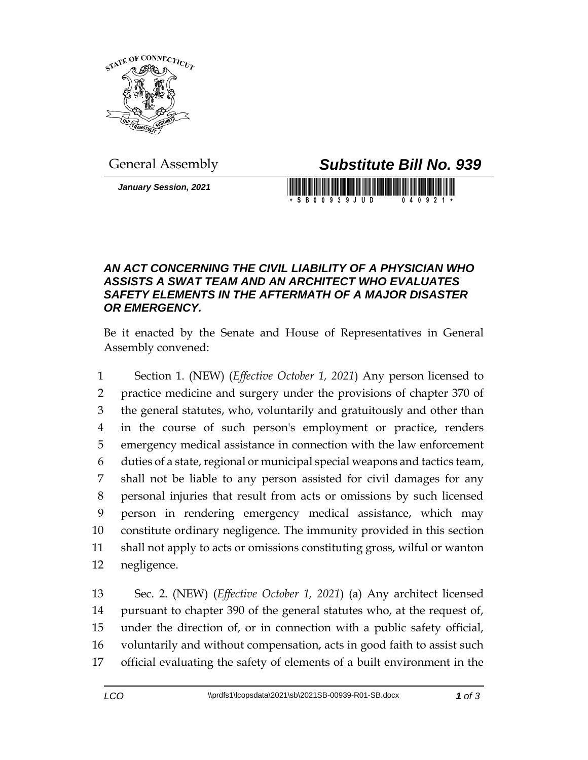General Assembly

# *Substitute Bill No. 939*

***January Session, 2021***

### *AN ACT CONCERNING THE CIVIL LIABILITY OF A PHYSICIAN WHO ASSISTS A SWAT TEAM AND AN ARCHITECT WHO EVALUATES SAFETY ELEMENTS IN THE AFTERMATH OF A MAJOR DISASTER OR EMERGENCY.*

Be it enacted by the Senate and House of Representatives in General Assembly convened:

1 Section 1. (NEW) (*Effective October 1, 2021*) Any person licensed to
2 practice medicine and surgery under the provisions of chapter 370 of
3 the general statutes, who, voluntarily and gratuitously and other than
4 in the course of such person's employment or practice, renders
5 emergency medical assistance in connection with the law enforcement
6 duties of a state, regional or municipal special weapons and tactics team,
7 shall not be liable to any person assisted for civil damages for any
8 personal injuries that result from acts or omissions by such licensed
9 person in rendering emergency medical assistance, which may
10 constitute ordinary negligence. The immunity provided in this section
11 shall not apply to acts or omissions constituting gross, wilful or wanton
12 negligence.

13 Sec. 2. (NEW) (*Effective October 1, 2021*) (a) Any architect licensed
14 pursuant to chapter 390 of the general statutes who, at the request of,
15 under the direction of, or in connection with a public safety official,
16 voluntarily and without compensation, acts in good faith to assist such
17 official evaluating the safety of elements of a built environment in the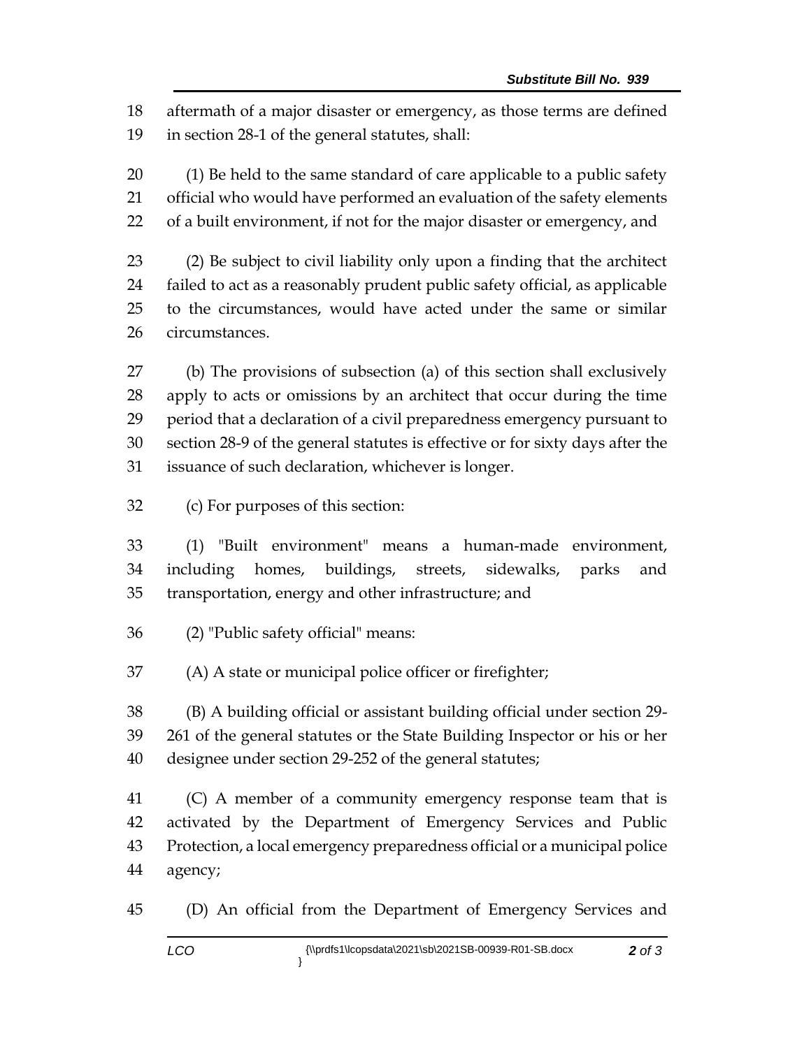aftermath of a major disaster or emergency, as those terms are defined in section 28-1 of the general statutes, shall:

(1) Be held to the same standard of care applicable to a public safety official who would have performed an evaluation of the safety elements of a built environment, if not for the major disaster or emergency, and

(2) Be subject to civil liability only upon a finding that the architect failed to act as a reasonably prudent public safety official, as applicable to the circumstances, would have acted under the same or similar circumstances.

(b) The provisions of subsection (a) of this section shall exclusively apply to acts or omissions by an architect that occur during the time period that a declaration of a civil preparedness emergency pursuant to section 28-9 of the general statutes is effective or for sixty days after the issuance of such declaration, whichever is longer.

(c) For purposes of this section:

(1) "Built environment" means a human-made environment, including homes, buildings, streets, sidewalks, parks and transportation, energy and other infrastructure; and

(2) "Public safety official" means:

(A) A state or municipal police officer or firefighter;

(B) A building official or assistant building official under section 29-261 of the general statutes or the State Building Inspector or his or her designee under section 29-252 of the general statutes;

(C) A member of a community emergency response team that is activated by the Department of Emergency Services and Public Protection, a local emergency preparedness official or a municipal police agency;

(D) An official from the Department of Emergency Services and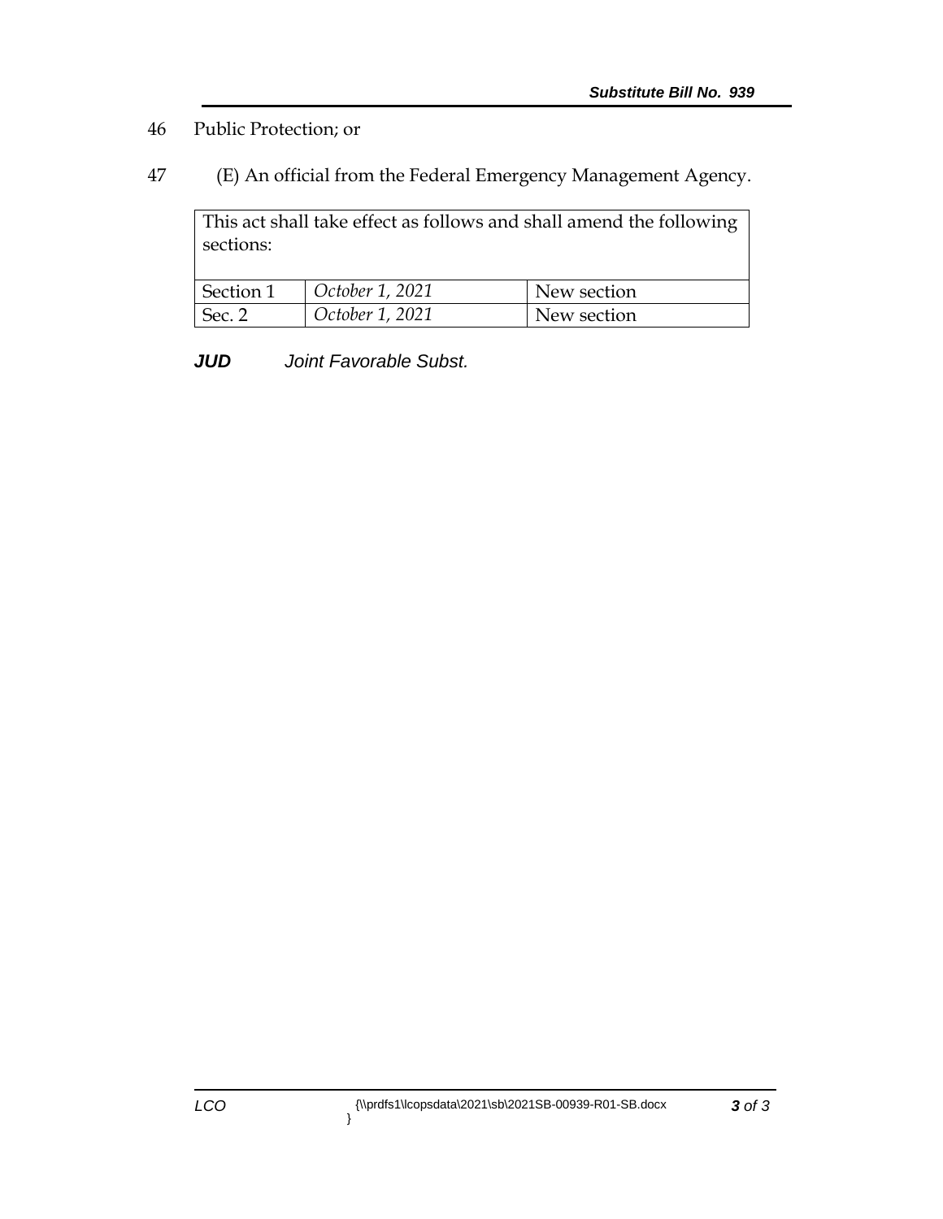46 Public Protection; or

47 (E) An official from the Federal Emergency Management Agency.

| This act shall take effect as follows and shall amend the following sections: | | |
|---|---|---|
| Section 1 | *October 1, 2021* | New section |
| Sec. 2 | *October 1, 2021* | New section |

***JUD*** *Joint Favorable Subst.*